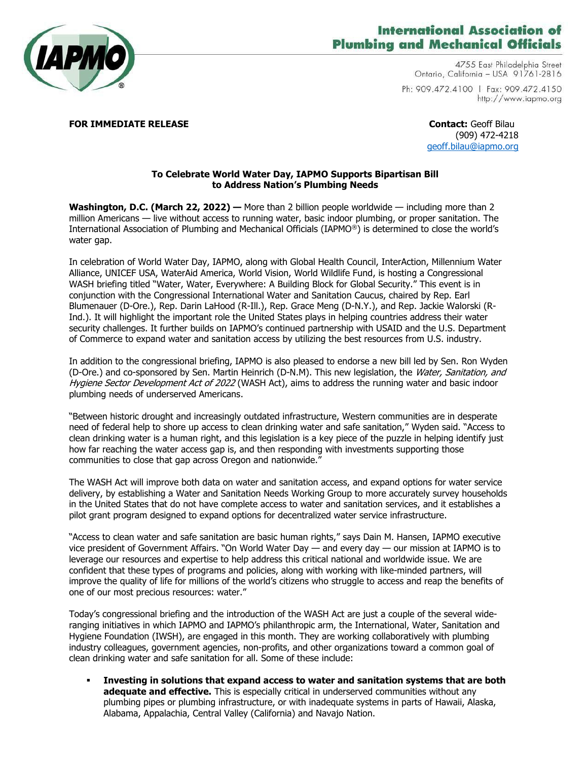**International Association of Plumbing and Mechanical Officials**

4755 East Philadelphia Street
Ontario, California – USA 91761-2816

Ph: 909.472.4100 | Fax: 909.472.4150
http://www.iapmo.org

**FOR IMMEDIATE RELEASE**

**Contact:** Geoff Bilau
(909) 472-4218
geoff.bilau@iapmo.org

**To Celebrate World Water Day, IAPMO Supports Bipartisan Bill to Address Nation's Plumbing Needs**

**Washington, D.C. (March 22, 2022) —** More than 2 billion people worldwide — including more than 2 million Americans — live without access to running water, basic indoor plumbing, or proper sanitation. The International Association of Plumbing and Mechanical Officials (IAPMO®) is determined to close the world's water gap.

In celebration of World Water Day, IAPMO, along with Global Health Council, InterAction, Millennium Water Alliance, UNICEF USA, WaterAid America, World Vision, World Wildlife Fund, is hosting a Congressional WASH briefing titled "Water, Water, Everywhere: A Building Block for Global Security." This event is in conjunction with the Congressional International Water and Sanitation Caucus, chaired by Rep. Earl Blumenauer (D-Ore.), Rep. Darin LaHood (R-Ill.), Rep. Grace Meng (D-N.Y.), and Rep. Jackie Walorski (R-Ind.). It will highlight the important role the United States plays in helping countries address their water security challenges. It further builds on IAPMO's continued partnership with USAID and the U.S. Department of Commerce to expand water and sanitation access by utilizing the best resources from U.S. industry.

In addition to the congressional briefing, IAPMO is also pleased to endorse a new bill led by Sen. Ron Wyden (D-Ore.) and co-sponsored by Sen. Martin Heinrich (D-N.M). This new legislation, the *Water, Sanitation, and Hygiene Sector Development Act of 2022* (WASH Act), aims to address the running water and basic indoor plumbing needs of underserved Americans.

"Between historic drought and increasingly outdated infrastructure, Western communities are in desperate need of federal help to shore up access to clean drinking water and safe sanitation," Wyden said. "Access to clean drinking water is a human right, and this legislation is a key piece of the puzzle in helping identify just how far reaching the water access gap is, and then responding with investments supporting those communities to close that gap across Oregon and nationwide."

The WASH Act will improve both data on water and sanitation access, and expand options for water service delivery, by establishing a Water and Sanitation Needs Working Group to more accurately survey households in the United States that do not have complete access to water and sanitation services, and it establishes a pilot grant program designed to expand options for decentralized water service infrastructure.

"Access to clean water and safe sanitation are basic human rights," says Dain M. Hansen, IAPMO executive vice president of Government Affairs. "On World Water Day — and every day — our mission at IAPMO is to leverage our resources and expertise to help address this critical national and worldwide issue. We are confident that these types of programs and policies, along with working with like-minded partners, will improve the quality of life for millions of the world's citizens who struggle to access and reap the benefits of one of our most precious resources: water."

Today's congressional briefing and the introduction of the WASH Act are just a couple of the several wide-ranging initiatives in which IAPMO and IAPMO's philanthropic arm, the International, Water, Sanitation and Hygiene Foundation (IWSH), are engaged in this month. They are working collaboratively with plumbing industry colleagues, government agencies, non-profits, and other organizations toward a common goal of clean drinking water and safe sanitation for all. Some of these include:

- **Investing in solutions that expand access to water and sanitation systems that are both adequate and effective.** This is especially critical in underserved communities without any plumbing pipes or plumbing infrastructure, or with inadequate systems in parts of Hawaii, Alaska, Alabama, Appalachia, Central Valley (California) and Navajo Nation.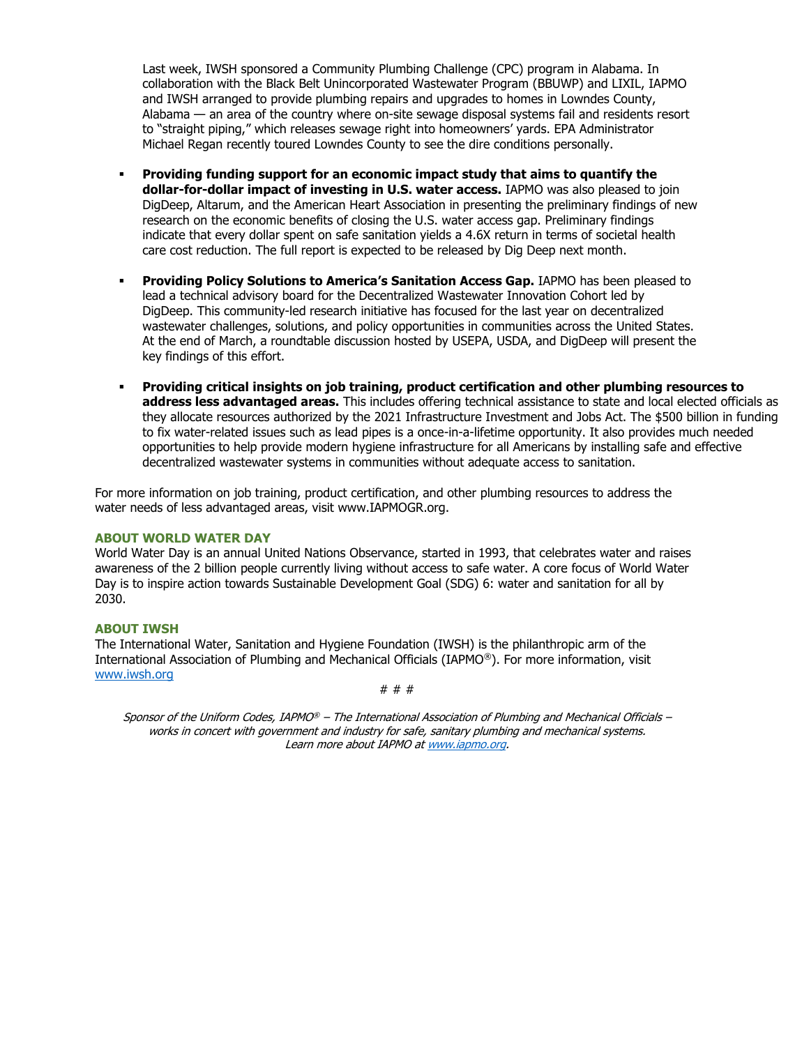Last week, IWSH sponsored a Community Plumbing Challenge (CPC) program in Alabama. In collaboration with the Black Belt Unincorporated Wastewater Program (BBUWP) and LIXIL, IAPMO and IWSH arranged to provide plumbing repairs and upgrades to homes in Lowndes County, Alabama — an area of the country where on-site sewage disposal systems fail and residents resort to "straight piping," which releases sewage right into homeowners' yards. EPA Administrator Michael Regan recently toured Lowndes County to see the dire conditions personally.

- **Providing funding support for an economic impact study that aims to quantify the dollar-for-dollar impact of investing in U.S. water access.** IAPMO was also pleased to join DigDeep, Altarum, and the American Heart Association in presenting the preliminary findings of new research on the economic benefits of closing the U.S. water access gap. Preliminary findings indicate that every dollar spent on safe sanitation yields a 4.6X return in terms of societal health care cost reduction. The full report is expected to be released by Dig Deep next month.

- **Providing Policy Solutions to America's Sanitation Access Gap.** IAPMO has been pleased to lead a technical advisory board for the Decentralized Wastewater Innovation Cohort led by DigDeep. This community-led research initiative has focused for the last year on decentralized wastewater challenges, solutions, and policy opportunities in communities across the United States. At the end of March, a roundtable discussion hosted by USEPA, USDA, and DigDeep will present the key findings of this effort.

- **Providing critical insights on job training, product certification and other plumbing resources to address less advantaged areas.** This includes offering technical assistance to state and local elected officials as they allocate resources authorized by the 2021 Infrastructure Investment and Jobs Act. The $500 billion in funding to fix water-related issues such as lead pipes is a once-in-a-lifetime opportunity. It also provides much needed opportunities to help provide modern hygiene infrastructure for all Americans by installing safe and effective decentralized wastewater systems in communities without adequate access to sanitation.

For more information on job training, product certification, and other plumbing resources to address the water needs of less advantaged areas, visit www.IAPMOGR.org.

## ABOUT WORLD WATER DAY

World Water Day is an annual United Nations Observance, started in 1993, that celebrates water and raises awareness of the 2 billion people currently living without access to safe water. A core focus of World Water Day is to inspire action towards Sustainable Development Goal (SDG) 6: water and sanitation for all by 2030.

## ABOUT IWSH

The International Water, Sanitation and Hygiene Foundation (IWSH) is the philanthropic arm of the International Association of Plumbing and Mechanical Officials (IAPMO®). For more information, visit www.iwsh.org

# # #

*Sponsor of the Uniform Codes, IAPMO® – The International Association of Plumbing and Mechanical Officials – works in concert with government and industry for safe, sanitary plumbing and mechanical systems. Learn more about IAPMO at www.iapmo.org.*